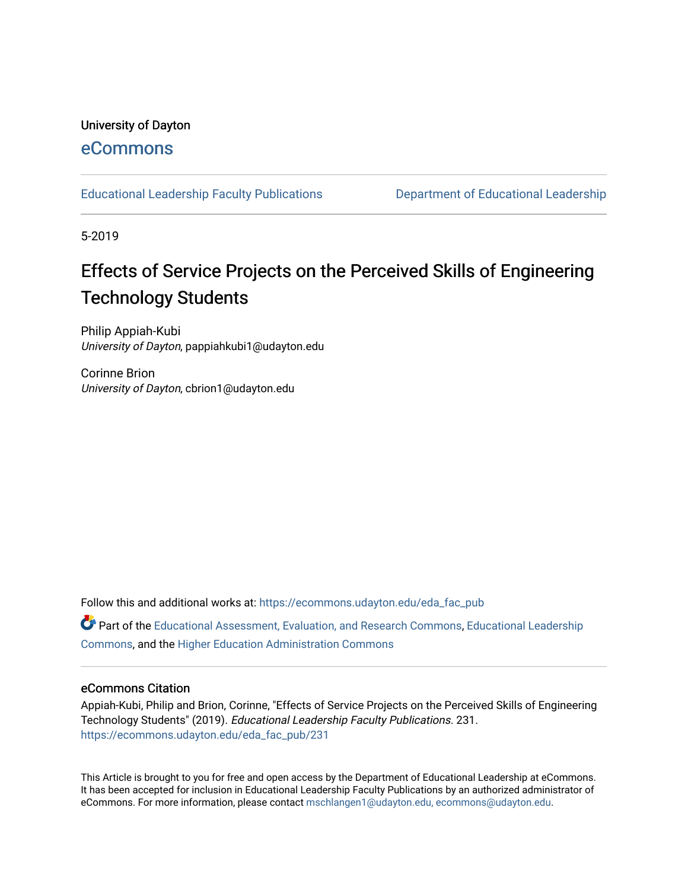University of Dayton

eCommons

Educational Leadership Faculty Publications | Department of Educational Leadership

5-2019

# Effects of Service Projects on the Perceived Skills of Engineering Technology Students

Philip Appiah-Kubi
*University of Dayton*, pappiahkubi1@udayton.edu

Corinne Brion
*University of Dayton*, cbrion1@udayton.edu

Follow this and additional works at: https://ecommons.udayton.edu/eda_fac_pub

Part of the Educational Assessment, Evaluation, and Research Commons, Educational Leadership Commons, and the Higher Education Administration Commons

## eCommons Citation

Appiah-Kubi, Philip and Brion, Corinne, "Effects of Service Projects on the Perceived Skills of Engineering Technology Students" (2019). *Educational Leadership Faculty Publications*. 231.
https://ecommons.udayton.edu/eda_fac_pub/231

This Article is brought to you for free and open access by the Department of Educational Leadership at eCommons. It has been accepted for inclusion in Educational Leadership Faculty Publications by an authorized administrator of eCommons. For more information, please contact mschlangen1@udayton.edu, ecommons@udayton.edu.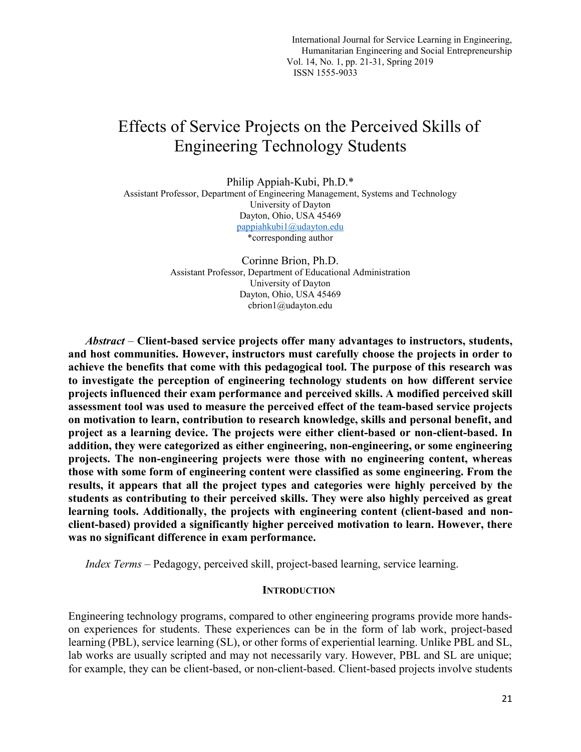# Effects of Service Projects on the Perceived Skills of Engineering Technology Students

Philip Appiah-Kubi, Ph.D.*
Assistant Professor, Department of Engineering Management, Systems and Technology
University of Dayton
Dayton, Ohio, USA 45469
pappiahkubi1@udayton.edu
*corresponding author

Corinne Brion, Ph.D.
Assistant Professor, Department of Educational Administration
University of Dayton
Dayton, Ohio, USA 45469
cbrion1@udayton.edu

*Abstract* – **Client-based service projects offer many advantages to instructors, students, and host communities. However, instructors must carefully choose the projects in order to achieve the benefits that come with this pedagogical tool. The purpose of this research was to investigate the perception of engineering technology students on how different service projects influenced their exam performance and perceived skills. A modified perceived skill assessment tool was used to measure the perceived effect of the team-based service projects on motivation to learn, contribution to research knowledge, skills and personal benefit, and project as a learning device. The projects were either client-based or non-client-based. In addition, they were categorized as either engineering, non-engineering, or some engineering projects. The non-engineering projects were those with no engineering content, whereas those with some form of engineering content were classified as some engineering. From the results, it appears that all the project types and categories were highly perceived by the students as contributing to their perceived skills. They were also highly perceived as great learning tools. Additionally, the projects with engineering content (client-based and non-client-based) provided a significantly higher perceived motivation to learn. However, there was no significant difference in exam performance.**

*Index Terms* – Pedagogy, perceived skill, project-based learning, service learning.

## Introduction

Engineering technology programs, compared to other engineering programs provide more hands-on experiences for students. These experiences can be in the form of lab work, project-based learning (PBL), service learning (SL), or other forms of experiential learning. Unlike PBL and SL, lab works are usually scripted and may not necessarily vary. However, PBL and SL are unique; for example, they can be client-based, or non-client-based. Client-based projects involve students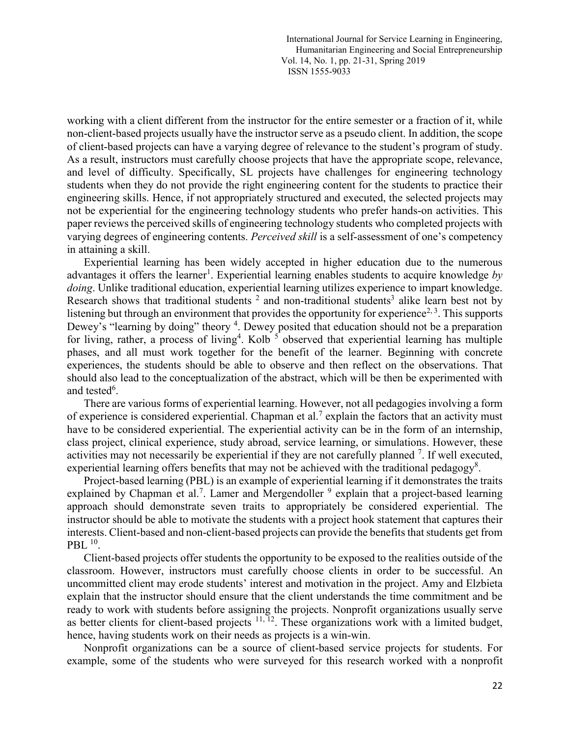working with a client different from the instructor for the entire semester or a fraction of it, while non-client-based projects usually have the instructor serve as a pseudo client. In addition, the scope of client-based projects can have a varying degree of relevance to the student's program of study. As a result, instructors must carefully choose projects that have the appropriate scope, relevance, and level of difficulty. Specifically, SL projects have challenges for engineering technology students when they do not provide the right engineering content for the students to practice their engineering skills. Hence, if not appropriately structured and executed, the selected projects may not be experiential for the engineering technology students who prefer hands-on activities. This paper reviews the perceived skills of engineering technology students who completed projects with varying degrees of engineering contents. *Perceived skill* is a self-assessment of one's competency in attaining a skill.

Experiential learning has been widely accepted in higher education due to the numerous advantages it offers the learner[1]. Experiential learning enables students to acquire knowledge *by doing*. Unlike traditional education, experiential learning utilizes experience to impart knowledge. Research shows that traditional students [2] and non-traditional students[3] alike learn best not by listening but through an environment that provides the opportunity for experience[2, 3]. This supports Dewey's "learning by doing" theory [4]. Dewey posited that education should not be a preparation for living, rather, a process of living[4]. Kolb [5] observed that experiential learning has multiple phases, and all must work together for the benefit of the learner. Beginning with concrete experiences, the students should be able to observe and then reflect on the observations. That should also lead to the conceptualization of the abstract, which will be then be experimented with and tested[6].

There are various forms of experiential learning. However, not all pedagogies involving a form of experience is considered experiential. Chapman et al.[7] explain the factors that an activity must have to be considered experiential. The experiential activity can be in the form of an internship, class project, clinical experience, study abroad, service learning, or simulations. However, these activities may not necessarily be experiential if they are not carefully planned [7]. If well executed, experiential learning offers benefits that may not be achieved with the traditional pedagogy[8].

Project-based learning (PBL) is an example of experiential learning if it demonstrates the traits explained by Chapman et al.[7]. Lamer and Mergendoller [9] explain that a project-based learning approach should demonstrate seven traits to appropriately be considered experiential. The instructor should be able to motivate the students with a project hook statement that captures their interests. Client-based and non-client-based projects can provide the benefits that students get from PBL [10].

Client-based projects offer students the opportunity to be exposed to the realities outside of the classroom. However, instructors must carefully choose clients in order to be successful. An uncommitted client may erode students' interest and motivation in the project. Amy and Elzbieta explain that the instructor should ensure that the client understands the time commitment and be ready to work with students before assigning the projects. Nonprofit organizations usually serve as better clients for client-based projects [11, 12]. These organizations work with a limited budget, hence, having students work on their needs as projects is a win-win.

Nonprofit organizations can be a source of client-based service projects for students. For example, some of the students who were surveyed for this research worked with a nonprofit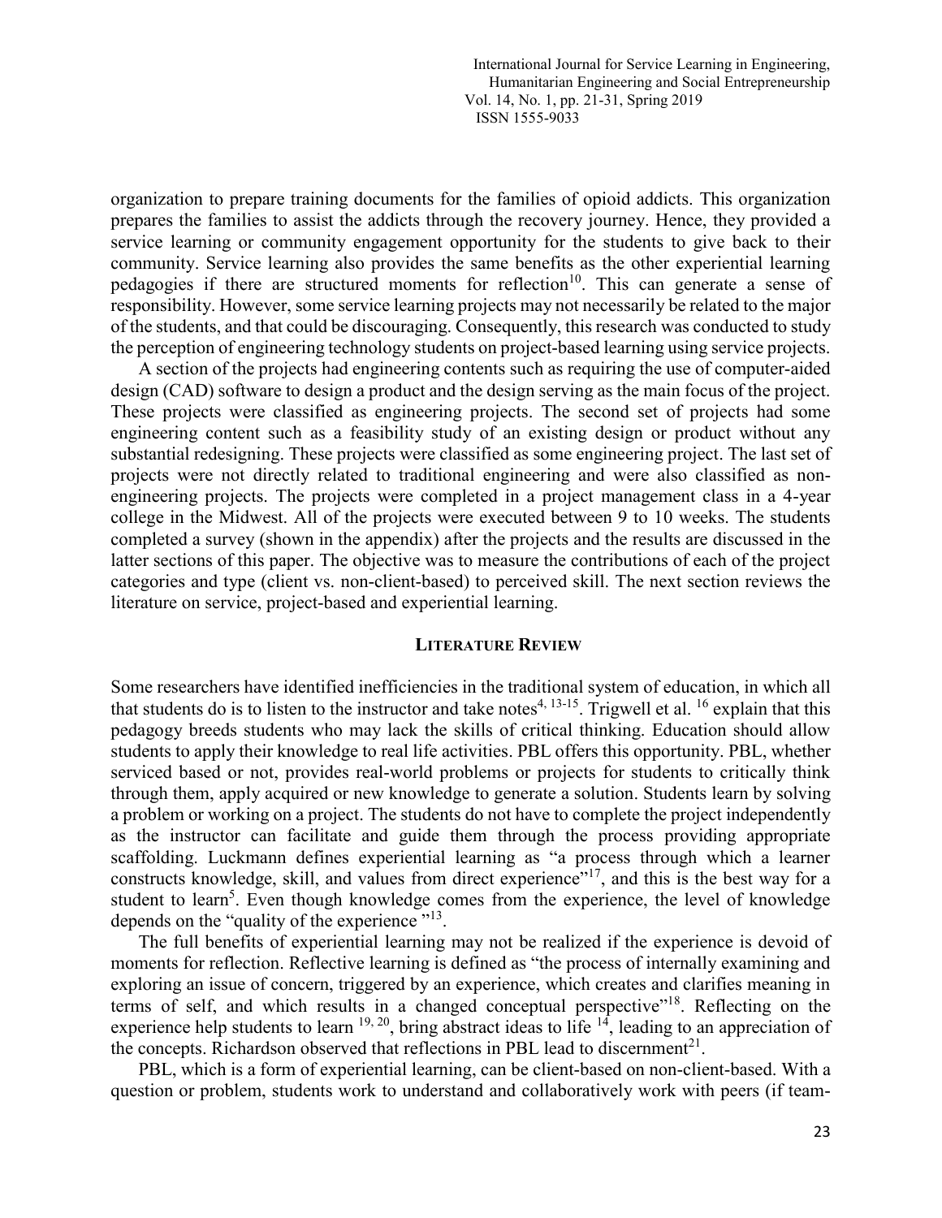organization to prepare training documents for the families of opioid addicts. This organization prepares the families to assist the addicts through the recovery journey. Hence, they provided a service learning or community engagement opportunity for the students to give back to their community. Service learning also provides the same benefits as the other experiential learning pedagogies if there are structured moments for reflection[10]. This can generate a sense of responsibility. However, some service learning projects may not necessarily be related to the major of the students, and that could be discouraging. Consequently, this research was conducted to study the perception of engineering technology students on project-based learning using service projects.

A section of the projects had engineering contents such as requiring the use of computer-aided design (CAD) software to design a product and the design serving as the main focus of the project. These projects were classified as engineering projects. The second set of projects had some engineering content such as a feasibility study of an existing design or product without any substantial redesigning. These projects were classified as some engineering project. The last set of projects were not directly related to traditional engineering and were also classified as non-engineering projects. The projects were completed in a project management class in a 4-year college in the Midwest. All of the projects were executed between 9 to 10 weeks. The students completed a survey (shown in the appendix) after the projects and the results are discussed in the latter sections of this paper. The objective was to measure the contributions of each of the project categories and type (client vs. non-client-based) to perceived skill. The next section reviews the literature on service, project-based and experiential learning.

## LITERATURE REVIEW

Some researchers have identified inefficiencies in the traditional system of education, in which all that students do is to listen to the instructor and take notes[4, 13-15]. Trigwell et al. [16] explain that this pedagogy breeds students who may lack the skills of critical thinking. Education should allow students to apply their knowledge to real life activities. PBL offers this opportunity. PBL, whether serviced based or not, provides real-world problems or projects for students to critically think through them, apply acquired or new knowledge to generate a solution. Students learn by solving a problem or working on a project. The students do not have to complete the project independently as the instructor can facilitate and guide them through the process providing appropriate scaffolding. Luckmann defines experiential learning as "a process through which a learner constructs knowledge, skill, and values from direct experience"[17], and this is the best way for a student to learn[5]. Even though knowledge comes from the experience, the level of knowledge depends on the "quality of the experience "[13].

The full benefits of experiential learning may not be realized if the experience is devoid of moments for reflection. Reflective learning is defined as "the process of internally examining and exploring an issue of concern, triggered by an experience, which creates and clarifies meaning in terms of self, and which results in a changed conceptual perspective"[18]. Reflecting on the experience help students to learn [19, 20], bring abstract ideas to life [14], leading to an appreciation of the concepts. Richardson observed that reflections in PBL lead to discernment[21].

PBL, which is a form of experiential learning, can be client-based on non-client-based. With a question or problem, students work to understand and collaboratively work with peers (if team-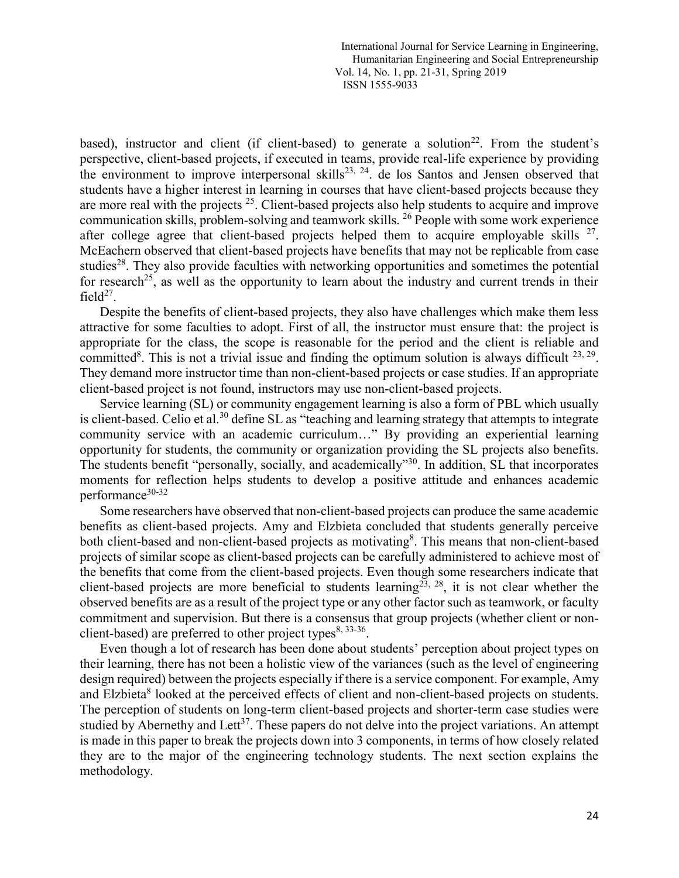based), instructor and client (if client-based) to generate a solution[22]. From the student's perspective, client-based projects, if executed in teams, provide real-life experience by providing the environment to improve interpersonal skills[23, 24]. de los Santos and Jensen observed that students have a higher interest in learning in courses that have client-based projects because they are more real with the projects [25]. Client-based projects also help students to acquire and improve communication skills, problem-solving and teamwork skills. [26] People with some work experience after college agree that client-based projects helped them to acquire employable skills [27]. McEachern observed that client-based projects have benefits that may not be replicable from case studies[28]. They also provide faculties with networking opportunities and sometimes the potential for research[25], as well as the opportunity to learn about the industry and current trends in their field[27].

Despite the benefits of client-based projects, they also have challenges which make them less attractive for some faculties to adopt. First of all, the instructor must ensure that: the project is appropriate for the class, the scope is reasonable for the period and the client is reliable and committed[8]. This is not a trivial issue and finding the optimum solution is always difficult [23, 29]. They demand more instructor time than non-client-based projects or case studies. If an appropriate client-based project is not found, instructors may use non-client-based projects.

Service learning (SL) or community engagement learning is also a form of PBL which usually is client-based. Celio et al.[30] define SL as "teaching and learning strategy that attempts to integrate community service with an academic curriculum…" By providing an experiential learning opportunity for students, the community or organization providing the SL projects also benefits. The students benefit "personally, socially, and academically"[30]. In addition, SL that incorporates moments for reflection helps students to develop a positive attitude and enhances academic performance[30-32]

Some researchers have observed that non-client-based projects can produce the same academic benefits as client-based projects. Amy and Elzbieta concluded that students generally perceive both client-based and non-client-based projects as motivating[8]. This means that non-client-based projects of similar scope as client-based projects can be carefully administered to achieve most of the benefits that come from the client-based projects. Even though some researchers indicate that client-based projects are more beneficial to students learning[23, 28], it is not clear whether the observed benefits are as a result of the project type or any other factor such as teamwork, or faculty commitment and supervision. But there is a consensus that group projects (whether client or non-client-based) are preferred to other project types[8, 33-36].

Even though a lot of research has been done about students' perception about project types on their learning, there has not been a holistic view of the variances (such as the level of engineering design required) between the projects especially if there is a service component. For example, Amy and Elzbieta[8] looked at the perceived effects of client and non-client-based projects on students. The perception of students on long-term client-based projects and shorter-term case studies were studied by Abernethy and Lett[37]. These papers do not delve into the project variations. An attempt is made in this paper to break the projects down into 3 components, in terms of how closely related they are to the major of the engineering technology students. The next section explains the methodology.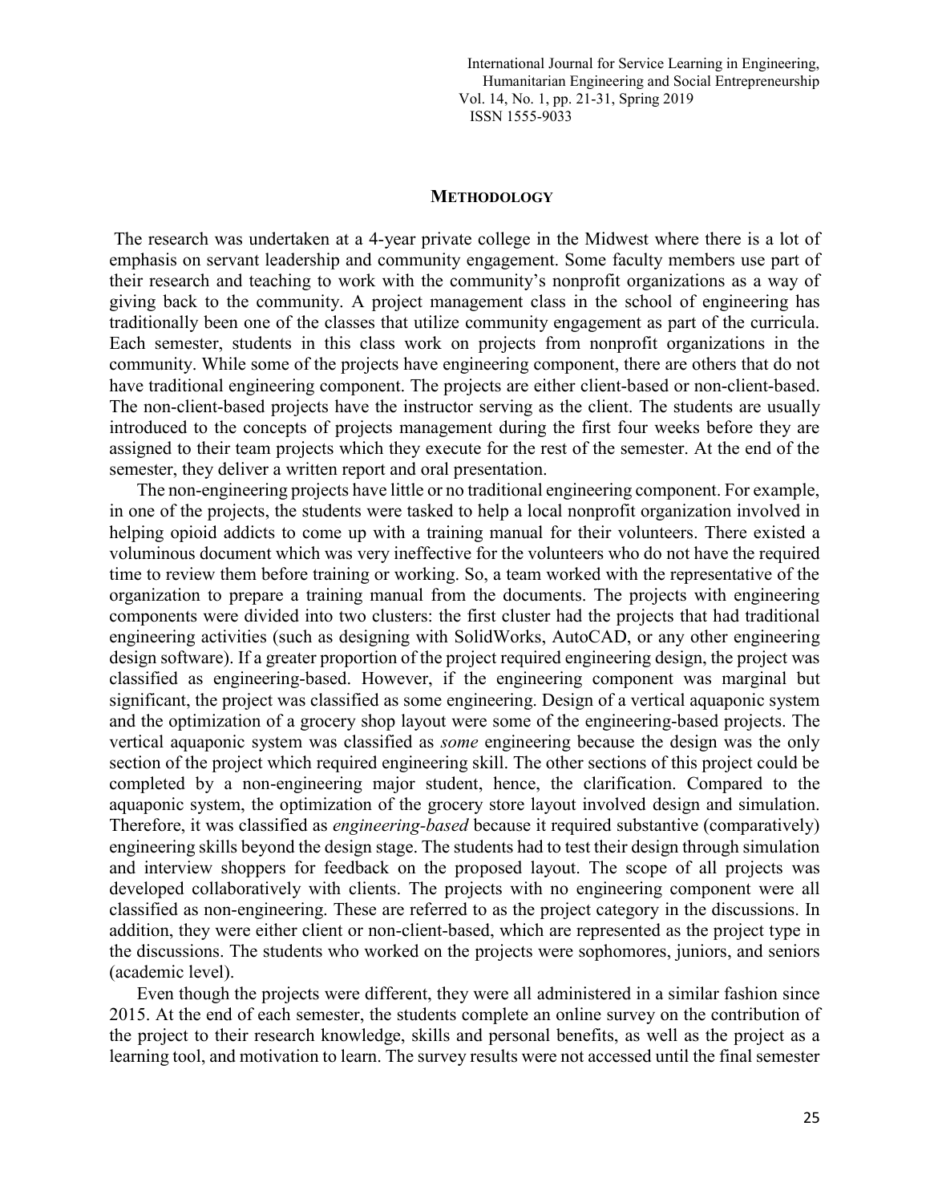## METHODOLOGY

The research was undertaken at a 4-year private college in the Midwest where there is a lot of emphasis on servant leadership and community engagement. Some faculty members use part of their research and teaching to work with the community's nonprofit organizations as a way of giving back to the community. A project management class in the school of engineering has traditionally been one of the classes that utilize community engagement as part of the curricula. Each semester, students in this class work on projects from nonprofit organizations in the community. While some of the projects have engineering component, there are others that do not have traditional engineering component. The projects are either client-based or non-client-based. The non-client-based projects have the instructor serving as the client. The students are usually introduced to the concepts of projects management during the first four weeks before they are assigned to their team projects which they execute for the rest of the semester. At the end of the semester, they deliver a written report and oral presentation.

The non-engineering projects have little or no traditional engineering component. For example, in one of the projects, the students were tasked to help a local nonprofit organization involved in helping opioid addicts to come up with a training manual for their volunteers. There existed a voluminous document which was very ineffective for the volunteers who do not have the required time to review them before training or working. So, a team worked with the representative of the organization to prepare a training manual from the documents. The projects with engineering components were divided into two clusters: the first cluster had the projects that had traditional engineering activities (such as designing with SolidWorks, AutoCAD, or any other engineering design software). If a greater proportion of the project required engineering design, the project was classified as engineering-based. However, if the engineering component was marginal but significant, the project was classified as some engineering. Design of a vertical aquaponic system and the optimization of a grocery shop layout were some of the engineering-based projects. The vertical aquaponic system was classified as *some* engineering because the design was the only section of the project which required engineering skill. The other sections of this project could be completed by a non-engineering major student, hence, the clarification. Compared to the aquaponic system, the optimization of the grocery store layout involved design and simulation. Therefore, it was classified as *engineering-based* because it required substantive (comparatively) engineering skills beyond the design stage. The students had to test their design through simulation and interview shoppers for feedback on the proposed layout. The scope of all projects was developed collaboratively with clients. The projects with no engineering component were all classified as non-engineering. These are referred to as the project category in the discussions. In addition, they were either client or non-client-based, which are represented as the project type in the discussions. The students who worked on the projects were sophomores, juniors, and seniors (academic level).

Even though the projects were different, they were all administered in a similar fashion since 2015. At the end of each semester, the students complete an online survey on the contribution of the project to their research knowledge, skills and personal benefits, as well as the project as a learning tool, and motivation to learn. The survey results were not accessed until the final semester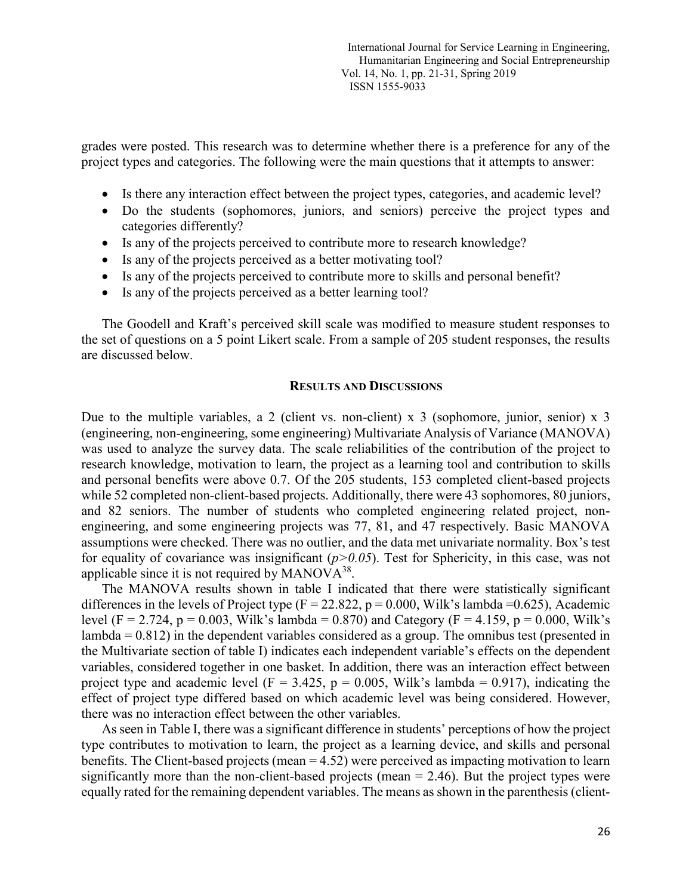grades were posted. This research was to determine whether there is a preference for any of the project types and categories. The following were the main questions that it attempts to answer:

- Is there any interaction effect between the project types, categories, and academic level?
- Do the students (sophomores, juniors, and seniors) perceive the project types and categories differently?
- Is any of the projects perceived to contribute more to research knowledge?
- Is any of the projects perceived as a better motivating tool?
- Is any of the projects perceived to contribute more to skills and personal benefit?
- Is any of the projects perceived as a better learning tool?

The Goodell and Kraft's perceived skill scale was modified to measure student responses to the set of questions on a 5 point Likert scale. From a sample of 205 student responses, the results are discussed below.

## RESULTS AND DISCUSSIONS

Due to the multiple variables, a 2 (client vs. non-client) x 3 (sophomore, junior, senior) x 3 (engineering, non-engineering, some engineering) Multivariate Analysis of Variance (MANOVA) was used to analyze the survey data. The scale reliabilities of the contribution of the project to research knowledge, motivation to learn, the project as a learning tool and contribution to skills and personal benefits were above 0.7. Of the 205 students, 153 completed client-based projects while 52 completed non-client-based projects. Additionally, there were 43 sophomores, 80 juniors, and 82 seniors. The number of students who completed engineering related project, non-engineering, and some engineering projects was 77, 81, and 47 respectively. Basic MANOVA assumptions were checked. There was no outlier, and the data met univariate normality. Box's test for equality of covariance was insignificant ($p>0.05$). Test for Sphericity, in this case, was not applicable since it is not required by MANOVA[38].

The MANOVA results shown in table I indicated that there were statistically significant differences in the levels of Project type ($F = 22.822$, $p = 0.000$, Wilk's lambda $=0.625$), Academic level ($F = 2.724$, $p = 0.003$, Wilk's lambda $= 0.870$) and Category ($F = 4.159$, $p = 0.000$, Wilk's lambda $= 0.812$) in the dependent variables considered as a group. The omnibus test (presented in the Multivariate section of table I) indicates each independent variable's effects on the dependent variables, considered together in one basket. In addition, there was an interaction effect between project type and academic level ($F = 3.425$, $p = 0.005$, Wilk's lambda $= 0.917$), indicating the effect of project type differed based on which academic level was being considered. However, there was no interaction effect between the other variables.

As seen in Table I, there was a significant difference in students' perceptions of how the project type contributes to motivation to learn, the project as a learning device, and skills and personal benefits. The Client-based projects (mean = 4.52) were perceived as impacting motivation to learn significantly more than the non-client-based projects (mean = 2.46). But the project types were equally rated for the remaining dependent variables. The means as shown in the parenthesis (client-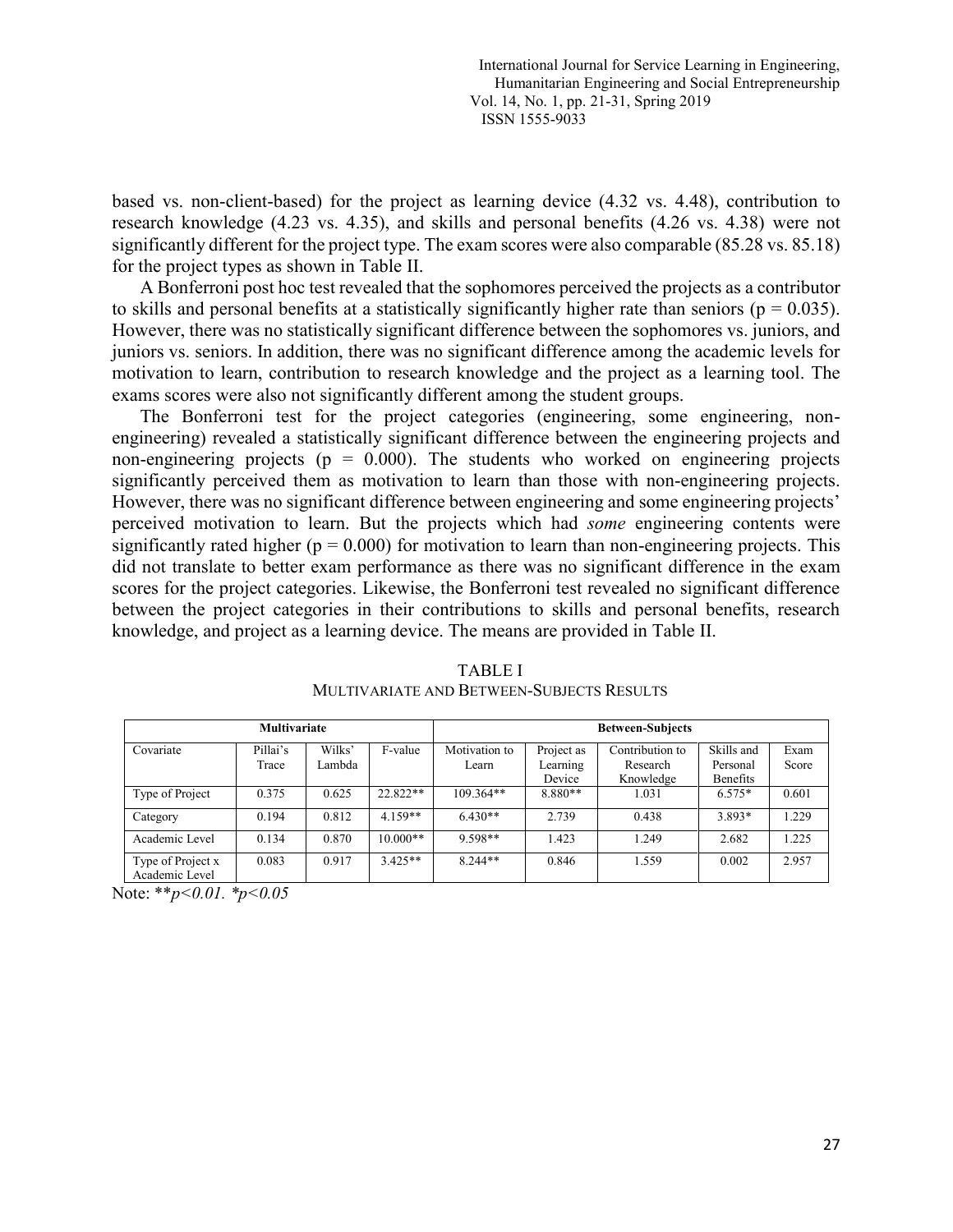based vs. non-client-based) for the project as learning device (4.32 vs. 4.48), contribution to research knowledge (4.23 vs. 4.35), and skills and personal benefits (4.26 vs. 4.38) were not significantly different for the project type. The exam scores were also comparable (85.28 vs. 85.18) for the project types as shown in Table II.

A Bonferroni post hoc test revealed that the sophomores perceived the projects as a contributor to skills and personal benefits at a statistically significantly higher rate than seniors ($p = 0.035$). However, there was no statistically significant difference between the sophomores vs. juniors, and juniors vs. seniors. In addition, there was no significant difference among the academic levels for motivation to learn, contribution to research knowledge and the project as a learning tool. The exams scores were also not significantly different among the student groups.

The Bonferroni test for the project categories (engineering, some engineering, non-engineering) revealed a statistically significant difference between the engineering projects and non-engineering projects ($p = 0.000$). The students who worked on engineering projects significantly perceived them as motivation to learn than those with non-engineering projects. However, there was no significant difference between engineering and some engineering projects' perceived motivation to learn. But the projects which had *some* engineering contents were significantly rated higher ($p = 0.000$) for motivation to learn than non-engineering projects. This did not translate to better exam performance as there was no significant difference in the exam scores for the project categories. Likewise, the Bonferroni test revealed no significant difference between the project categories in their contributions to skills and personal benefits, research knowledge, and project as a learning device. The means are provided in Table II.

TABLE I
MULTIVARIATE AND BETWEEN-SUBJECTS RESULTS

| **Multivariate** | | | | **Between-Subjects** | | | | |
|---|---|---|---|---|---|---|---|---|
| Covariate | Pillai's Trace | Wilks' Lambda | F-value | Motivation to Learn | Project as Learning Device | Contribution to Research Knowledge | Skills and Personal Benefits | Exam Score |
| Type of Project | 0.375 | 0.625 | 22.822** | 109.364** | 8.880** | 1.031 | 6.575* | 0.601 |
| Category | 0.194 | 0.812 | 4.159** | 6.430** | 2.739 | 0.438 | 3.893* | 1.229 |
| Academic Level | 0.134 | 0.870 | 10.000** | 9.598** | 1.423 | 1.249 | 2.682 | 1.225 |
| Type of Project x Academic Level | 0.083 | 0.917 | 3.425** | 8.244** | 0.846 | 1.559 | 0.002 | 2.957 |

Note: ***$p<0.01$. *$p<0.05$*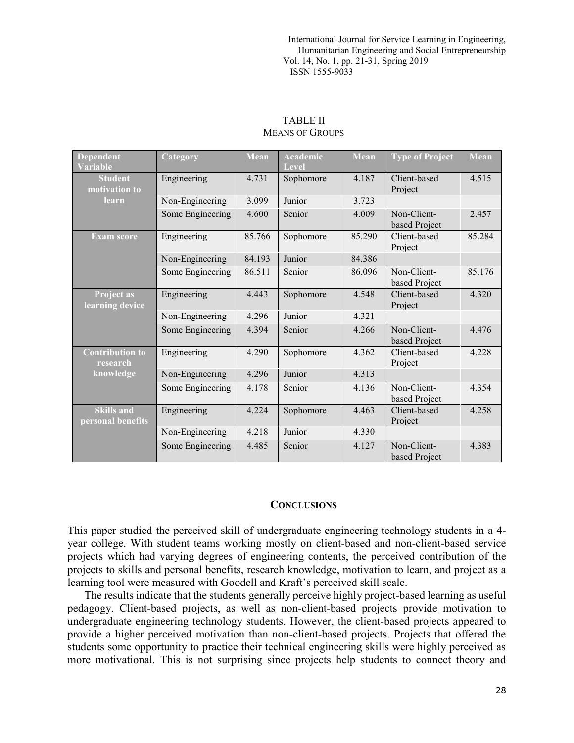TABLE II
MEANS OF GROUPS

| Dependent Variable | Category | Mean | Academic Level | Mean | Type of Project | Mean |
|---|---|---|---|---|---|---|
| Student motivation to learn | Engineering | 4.731 | Sophomore | 4.187 | Client-based Project | 4.515 |
| | Non-Engineering | 3.099 | Junior | 3.723 | | |
| | Some Engineering | 4.600 | Senior | 4.009 | Non-Client-based Project | 2.457 |
| Exam score | Engineering | 85.766 | Sophomore | 85.290 | Client-based Project | 85.284 |
| | Non-Engineering | 84.193 | Junior | 84.386 | | |
| | Some Engineering | 86.511 | Senior | 86.096 | Non-Client-based Project | 85.176 |
| Project as learning device | Engineering | 4.443 | Sophomore | 4.548 | Client-based Project | 4.320 |
| | Non-Engineering | 4.296 | Junior | 4.321 | | |
| | Some Engineering | 4.394 | Senior | 4.266 | Non-Client-based Project | 4.476 |
| Contribution to research knowledge | Engineering | 4.290 | Sophomore | 4.362 | Client-based Project | 4.228 |
| | Non-Engineering | 4.296 | Junior | 4.313 | | |
| | Some Engineering | 4.178 | Senior | 4.136 | Non-Client-based Project | 4.354 |
| Skills and personal benefits | Engineering | 4.224 | Sophomore | 4.463 | Client-based Project | 4.258 |
| | Non-Engineering | 4.218 | Junior | 4.330 | | |
| | Some Engineering | 4.485 | Senior | 4.127 | Non-Client-based Project | 4.383 |

## CONCLUSIONS

This paper studied the perceived skill of undergraduate engineering technology students in a 4-year college. With student teams working mostly on client-based and non-client-based service projects which had varying degrees of engineering contents, the perceived contribution of the projects to skills and personal benefits, research knowledge, motivation to learn, and project as a learning tool were measured with Goodell and Kraft's perceived skill scale.

The results indicate that the students generally perceive highly project-based learning as useful pedagogy. Client-based projects, as well as non-client-based projects provide motivation to undergraduate engineering technology students. However, the client-based projects appeared to provide a higher perceived motivation than non-client-based projects. Projects that offered the students some opportunity to practice their technical engineering skills were highly perceived as more motivational. This is not surprising since projects help students to connect theory and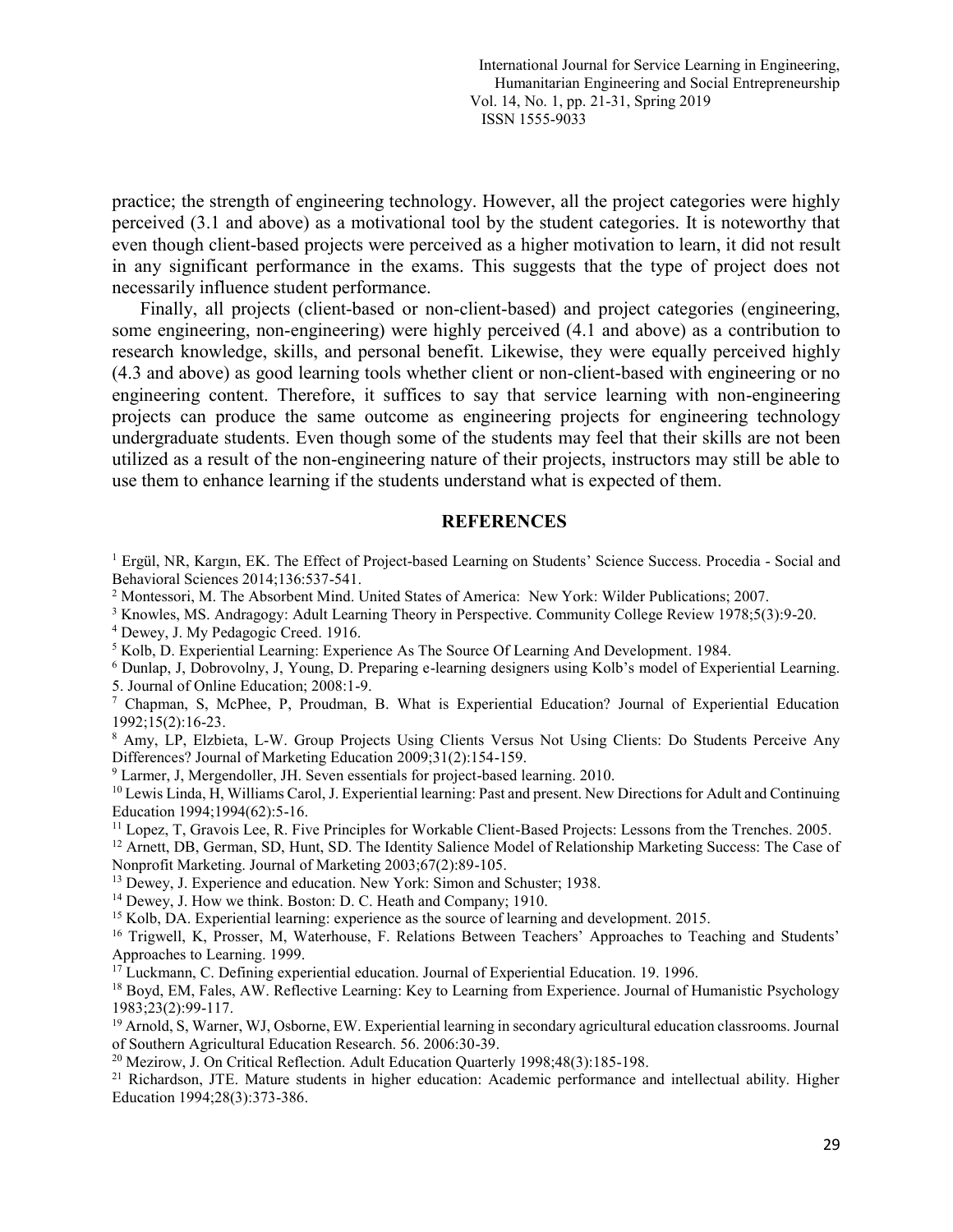practice; the strength of engineering technology. However, all the project categories were highly perceived (3.1 and above) as a motivational tool by the student categories. It is noteworthy that even though client-based projects were perceived as a higher motivation to learn, it did not result in any significant performance in the exams. This suggests that the type of project does not necessarily influence student performance.

Finally, all projects (client-based or non-client-based) and project categories (engineering, some engineering, non-engineering) were highly perceived (4.1 and above) as a contribution to research knowledge, skills, and personal benefit. Likewise, they were equally perceived highly (4.3 and above) as good learning tools whether client or non-client-based with engineering or no engineering content. Therefore, it suffices to say that service learning with non-engineering projects can produce the same outcome as engineering projects for engineering technology undergraduate students. Even though some of the students may feel that their skills are not been utilized as a result of the non-engineering nature of their projects, instructors may still be able to use them to enhance learning if the students understand what is expected of them.

## REFERENCES

[1] Ergül, NR, Kargın, EK. The Effect of Project-based Learning on Students' Science Success. Procedia - Social and Behavioral Sciences 2014;136:537-541.

[2] Montessori, M. The Absorbent Mind. United States of America: New York: Wilder Publications; 2007.

[3] Knowles, MS. Andragogy: Adult Learning Theory in Perspective. Community College Review 1978;5(3):9-20.

[4] Dewey, J. My Pedagogic Creed. 1916.

[5] Kolb, D. Experiential Learning: Experience As The Source Of Learning And Development. 1984.

[6] Dunlap, J, Dobrovolny, J, Young, D. Preparing e-learning designers using Kolb's model of Experiential Learning. 5. Journal of Online Education; 2008:1-9.

[7] Chapman, S, McPhee, P, Proudman, B. What is Experiential Education? Journal of Experiential Education 1992;15(2):16-23.

[8] Amy, LP, Elzbieta, L-W. Group Projects Using Clients Versus Not Using Clients: Do Students Perceive Any Differences? Journal of Marketing Education 2009;31(2):154-159.

[9] Larmer, J, Mergendoller, JH. Seven essentials for project-based learning. 2010.

[10] Lewis Linda, H, Williams Carol, J. Experiential learning: Past and present. New Directions for Adult and Continuing Education 1994;1994(62):5-16.

[11] Lopez, T, Gravois Lee, R. Five Principles for Workable Client-Based Projects: Lessons from the Trenches. 2005.

[12] Arnett, DB, German, SD, Hunt, SD. The Identity Salience Model of Relationship Marketing Success: The Case of Nonprofit Marketing. Journal of Marketing 2003;67(2):89-105.

[13] Dewey, J. Experience and education. New York: Simon and Schuster; 1938.

[14] Dewey, J. How we think. Boston: D. C. Heath and Company; 1910.

[15] Kolb, DA. Experiential learning: experience as the source of learning and development. 2015.

[16] Trigwell, K, Prosser, M, Waterhouse, F. Relations Between Teachers' Approaches to Teaching and Students' Approaches to Learning. 1999.

[17] Luckmann, C. Defining experiential education. Journal of Experiential Education. 19. 1996.

[18] Boyd, EM, Fales, AW. Reflective Learning: Key to Learning from Experience. Journal of Humanistic Psychology 1983;23(2):99-117.

[19] Arnold, S, Warner, WJ, Osborne, EW. Experiential learning in secondary agricultural education classrooms. Journal of Southern Agricultural Education Research. 56. 2006:30-39.

[20] Mezirow, J. On Critical Reflection. Adult Education Quarterly 1998;48(3):185-198.

[21] Richardson, JTE. Mature students in higher education: Academic performance and intellectual ability. Higher Education 1994;28(3):373-386.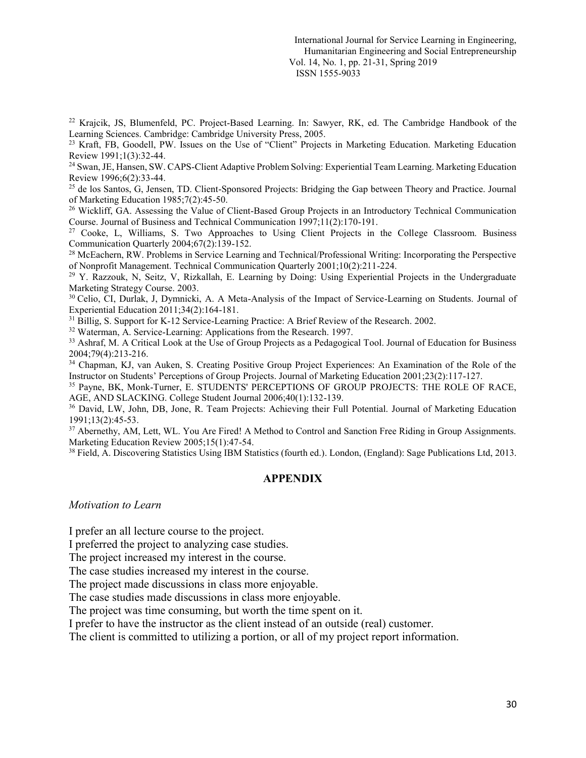[22] Krajcik, JS, Blumenfeld, PC. Project-Based Learning. In: Sawyer, RK, ed. The Cambridge Handbook of the Learning Sciences. Cambridge: Cambridge University Press, 2005.

[23] Kraft, FB, Goodell, PW. Issues on the Use of "Client" Projects in Marketing Education. Marketing Education Review 1991;1(3):32-44.

[24] Swan, JE, Hansen, SW. CAPS-Client Adaptive Problem Solving: Experiential Team Learning. Marketing Education Review 1996;6(2):33-44.

[25] de los Santos, G, Jensen, TD. Client-Sponsored Projects: Bridging the Gap between Theory and Practice. Journal of Marketing Education 1985;7(2):45-50.

[26] Wickliff, GA. Assessing the Value of Client-Based Group Projects in an Introductory Technical Communication Course. Journal of Business and Technical Communication 1997;11(2):170-191.

[27] Cooke, L, Williams, S. Two Approaches to Using Client Projects in the College Classroom. Business Communication Quarterly 2004;67(2):139-152.

[28] McEachern, RW. Problems in Service Learning and Technical/Professional Writing: Incorporating the Perspective of Nonprofit Management. Technical Communication Quarterly 2001;10(2):211-224.

[29] Y. Razzouk, N, Seitz, V, Rizkallah, E. Learning by Doing: Using Experiential Projects in the Undergraduate Marketing Strategy Course. 2003.

[30] Celio, CI, Durlak, J, Dymnicki, A. A Meta-Analysis of the Impact of Service-Learning on Students. Journal of Experiential Education 2011;34(2):164-181.

[31] Billig, S. Support for K-12 Service-Learning Practice: A Brief Review of the Research. 2002.

[32] Waterman, A. Service-Learning: Applications from the Research. 1997.

[33] Ashraf, M. A Critical Look at the Use of Group Projects as a Pedagogical Tool. Journal of Education for Business 2004;79(4):213-216.

[34] Chapman, KJ, van Auken, S. Creating Positive Group Project Experiences: An Examination of the Role of the Instructor on Students' Perceptions of Group Projects. Journal of Marketing Education 2001;23(2):117-127.

[35] Payne, BK, Monk-Turner, E. STUDENTS' PERCEPTIONS OF GROUP PROJECTS: THE ROLE OF RACE, AGE, AND SLACKING. College Student Journal 2006;40(1):132-139.

[36] David, LW, John, DB, Jone, R. Team Projects: Achieving their Full Potential. Journal of Marketing Education 1991;13(2):45-53.

[37] Abernethy, AM, Lett, WL. You Are Fired! A Method to Control and Sanction Free Riding in Group Assignments. Marketing Education Review 2005;15(1):47-54.

[38] Field, A. Discovering Statistics Using IBM Statistics (fourth ed.). London, (England): Sage Publications Ltd, 2013.

## APPENDIX

*Motivation to Learn*

I prefer an all lecture course to the project.
I preferred the project to analyzing case studies.
The project increased my interest in the course.
The case studies increased my interest in the course.
The project made discussions in class more enjoyable.
The case studies made discussions in class more enjoyable.
The project was time consuming, but worth the time spent on it.
I prefer to have the instructor as the client instead of an outside (real) customer.
The client is committed to utilizing a portion, or all of my project report information.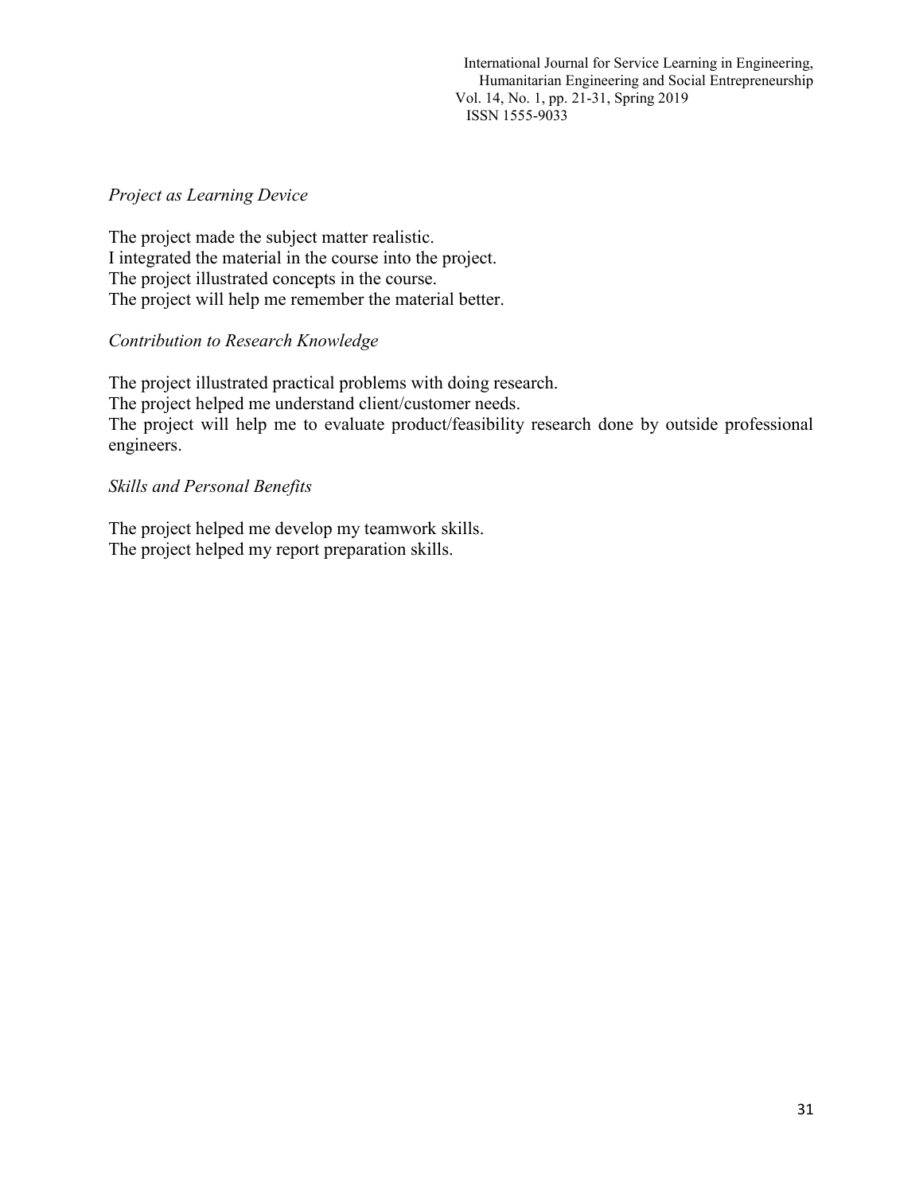*Project as Learning Device*

The project made the subject matter realistic.
I integrated the material in the course into the project.
The project illustrated concepts in the course.
The project will help me remember the material better.

*Contribution to Research Knowledge*

The project illustrated practical problems with doing research.
The project helped me understand client/customer needs.
The project will help me to evaluate product/feasibility research done by outside professional engineers.

*Skills and Personal Benefits*

The project helped me develop my teamwork skills.
The project helped my report preparation skills.